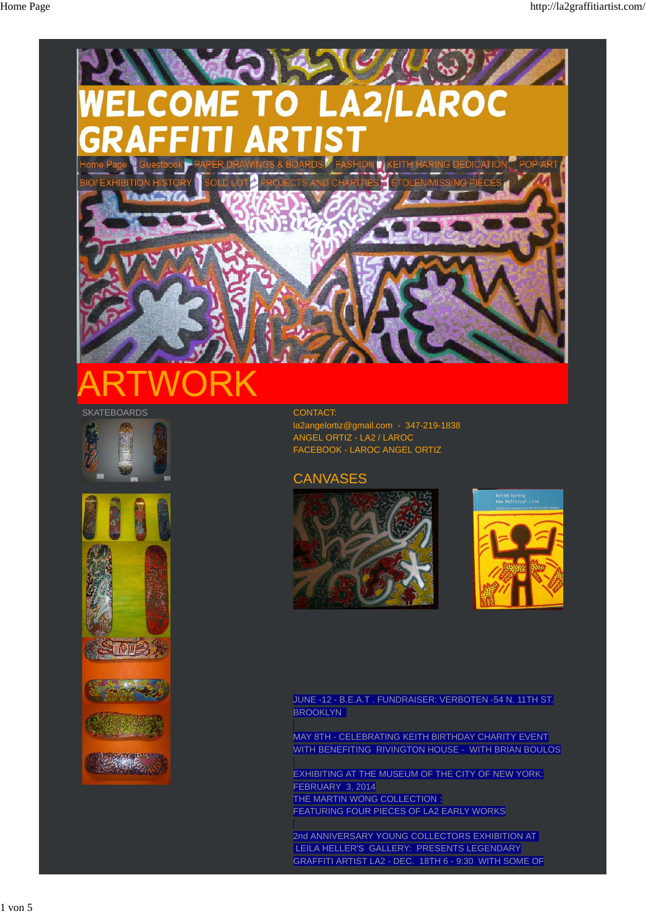# WELCOME TO LA2/LAROC GRAFFITI ARTIST

Home Page | Guestbook | PAPER DRAWINGS & BOARDS | FASHION | KEITH HARING DEDICATION | POP ART | BIO/ EXHIBITION HISTORY | SOLD LOT | PROJECTS AND CHARITIES | STOLEN/MISSING PIECES

# ARTWORK

SKATEBOARDS

CONTACT:
la2angelortiz@gmail.com - 347-219-1838
ANGEL ORTIZ - LA2 / LAROC
FACEBOOK - LAROC ANGEL ORTIZ

## CANVASES

JUNE -12 - B.E.A.T . FUNDRAISER: VERBOTEN -54 N. 11TH ST. BROOKLYN

MAY 8TH - CELEBRATING KEITH BIRTHDAY CHARITY EVENT WITH BENEFITING RIVINGTON HOUSE - WITH BRIAN BOULOS

EXHIBITING AT THE MUSEUM OF THE CITY OF NEW YORK: FEBRUARY 3, 2014
THE MARTIN WONG COLLECTION :
FEATURING FOUR PIECES OF LA2 EARLY WORKS

2nd ANNIVERSARY YOUNG COLLECTORS EXHIBITION AT LEILA HELLER'S GALLERY: PRESENTS LEGENDARY GRAFFITI ARTIST LA2 - DEC. 18TH 6 - 9:30 WITH SOME OF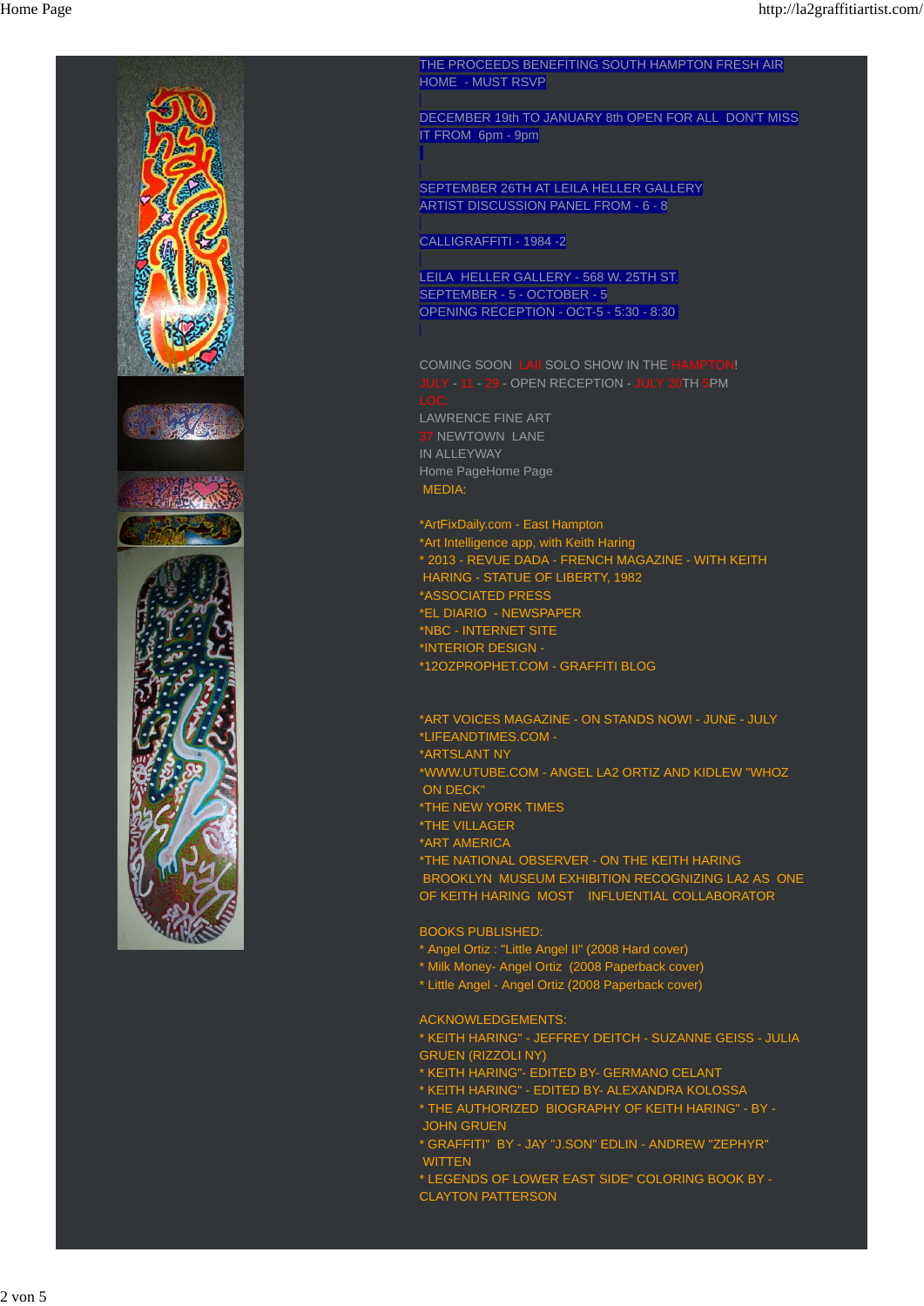THE PROCEEDS BENEFITING SOUTH HAMPTON FRESH AIR HOME - MUST RSVP

DECEMBER 19th TO JANUARY 8th OPEN FOR ALL DON'T MISS IT FROM 6pm - 9pm

SEPTEMBER 26TH AT LEILA HELLER GALLERY ARTIST DISCUSSION PANEL FROM - 6 - 8

CALLIGRAFFITI - 1984 -2

LEILA HELLER GALLERY - 568 W. 25TH ST.
SEPTEMBER - 5 - OCTOBER - 5
OPENING RECEPTION - OCT-5 - 5:30 - 8:30

COMING SOON LAII SOLO SHOW IN THE HAMPTON!
JULY - 11 - 29 - OPEN RECEPTION - JULY 20TH 5PM
LOC:
LAWRENCE FINE ART
37 NEWTOWN LANE
IN ALLEYWAY
Home PageHome Page
MEDIA:

*ArtFixDaily.com - East Hampton
*Art Intelligence app, with Keith Haring
* 2013 - REVUE DADA - FRENCH MAGAZINE - WITH KEITH HARING - STATUE OF LIBERTY, 1982
*ASSOCIATED PRESS
*EL DIARIO - NEWSPAPER
*NBC - INTERNET SITE
*INTERIOR DESIGN -
*12OZPROPHET.COM - GRAFFITI BLOG

*ART VOICES MAGAZINE - ON STANDS NOW! - JUNE - JULY
*LIFEANDTIMES.COM -
*ARTSLANT NY
*WWW.UTUBE.COM - ANGEL LA2 ORTIZ AND KIDLEW "WHOZ ON DECK"
*THE NEW YORK TIMES
*THE VILLAGER
*ART AMERICA
*THE NATIONAL OBSERVER - ON THE KEITH HARING BROOKLYN MUSEUM EXHIBITION RECOGNIZING LA2 AS ONE OF KEITH HARING MOST INFLUENTIAL COLLABORATOR

BOOKS PUBLISHED:
* Angel Ortiz : "Little Angel II" (2008 Hard cover)
* Milk Money- Angel Ortiz (2008 Paperback cover)
* Little Angel - Angel Ortiz (2008 Paperback cover)

ACKNOWLEDGEMENTS:
* KEITH HARING" - JEFFREY DEITCH - SUZANNE GEISS - JULIA GRUEN (RIZZOLI NY)
* KEITH HARING"- EDITED BY- GERMANO CELANT
* KEITH HARING" - EDITED BY- ALEXANDRA KOLOSSA
* THE AUTHORIZED BIOGRAPHY OF KEITH HARING" - BY - JOHN GRUEN
* GRAFFITI" BY - JAY "J.SON" EDLIN - ANDREW "ZEPHYR" WITTEN
* LEGENDS OF LOWER EAST SIDE" COLORING BOOK BY - CLAYTON PATTERSON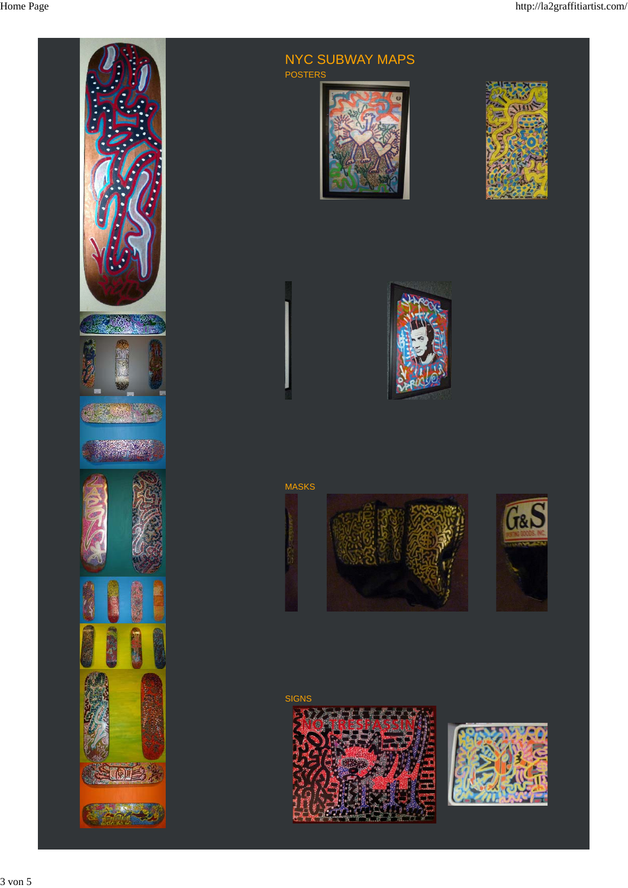## NYC SUBWAY MAPS

POSTERS

MASKS

SIGNS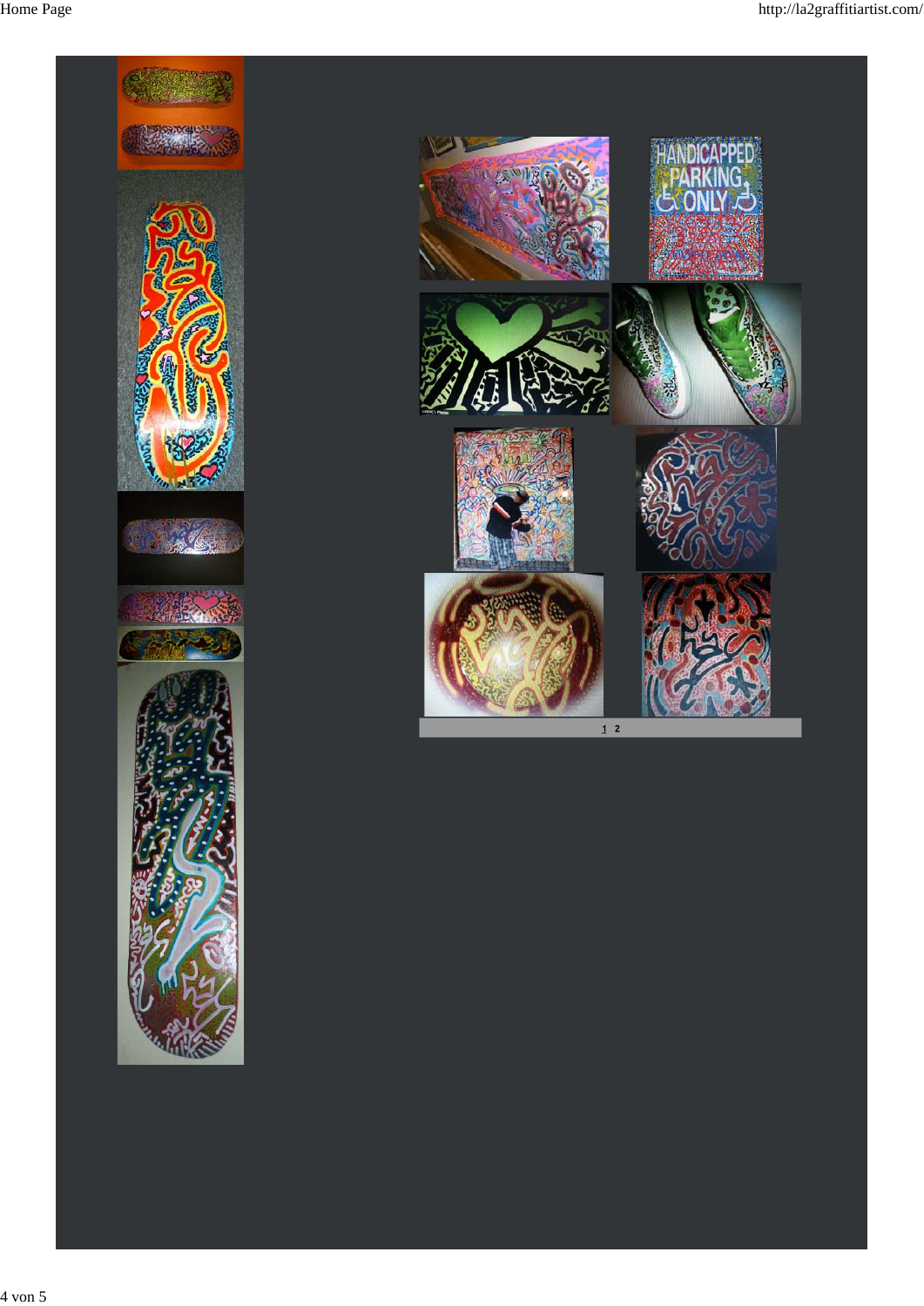1 2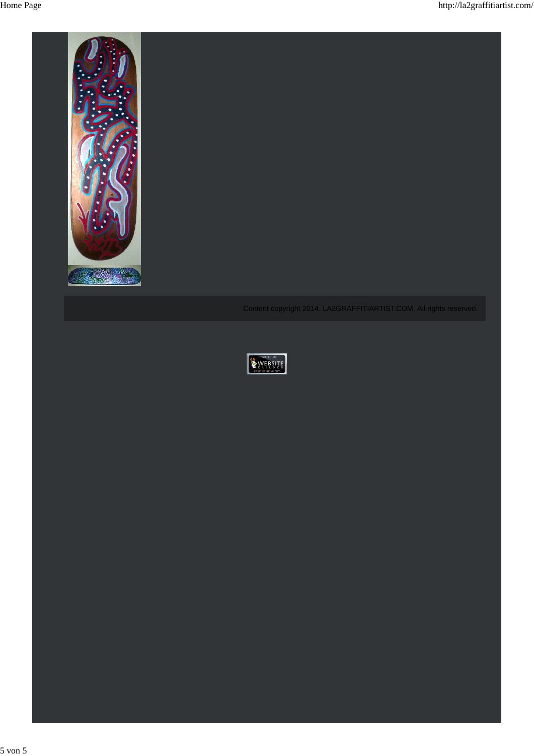Content copyright 2014. LA2GRAFFITIARTIST.COM. All rights reserved.